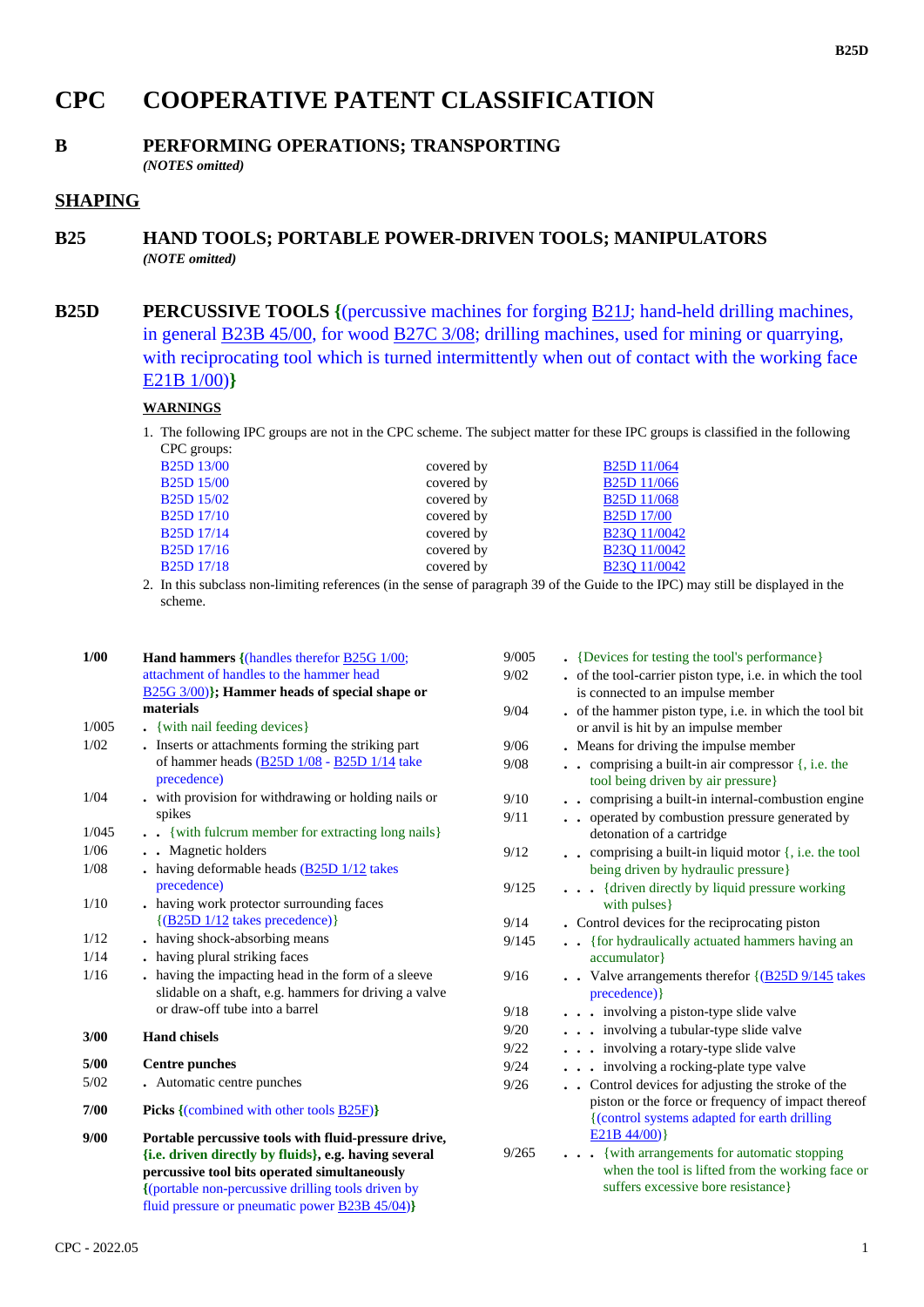# CPC COOPERATIVE PATENT CLASSIFICATION

## B PERFORMING OPERATIONS; TRANSPORTING

*(NOTES omitted)*

## SHAPING

## B25 HAND TOOLS; PORTABLE POWER-DRIVEN TOOLS; MANIPULATORS

*(NOTE omitted)*

## B25D PERCUSSIVE TOOLS {(percussive machines for forging B21J; hand-held drilling machines, in general B23B 45/00, for wood B27C 3/08; drilling machines, used for mining or quarrying, with reciprocating tool which is turned intermittently when out of contact with the working face E21B 1/00)}

**WARNINGS**

1. The following IPC groups are not in the CPC scheme. The subject matter for these IPC groups is classified in the following CPC groups:

| | | |
|---|---|---|
| B25D 13/00 | covered by | B25D 11/064 |
| B25D 15/00 | covered by | B25D 11/066 |
| B25D 15/02 | covered by | B25D 11/068 |
| B25D 17/10 | covered by | B25D 17/00 |
| B25D 17/14 | covered by | B23Q 11/0042 |
| B25D 17/16 | covered by | B23Q 11/0042 |
| B25D 17/18 | covered by | B23Q 11/0042 |

2. In this subclass non-limiting references (in the sense of paragraph 39 of the Guide to the IPC) may still be displayed in the scheme.

| | |
|---|---|
| **1/00** | **Hand hammers {(handles therefor B25G 1/00; attachment of handles to the hammer head B25G 3/00)}; Hammer heads of special shape or materials** |
| 1/005 | . {with nail feeding devices} |
| 1/02 | . Inserts or attachments forming the striking part of hammer heads (B25D 1/08 - B25D 1/14 take precedence) |
| 1/04 | . with provision for withdrawing or holding nails or spikes |
| 1/045 | . . {with fulcrum member for extracting long nails} |
| 1/06 | . . Magnetic holders |
| 1/08 | . having deformable heads (B25D 1/12 takes precedence) |
| 1/10 | . having work protector surrounding faces {(B25D 1/12 takes precedence)} |
| 1/12 | . having shock-absorbing means |
| 1/14 | . having plural striking faces |
| 1/16 | . having the impacting head in the form of a sleeve slidable on a shaft, e.g. hammers for driving a valve or draw-off tube into a barrel |
| **3/00** | **Hand chisels** |
| **5/00** | **Centre punches** |
| 5/02 | . Automatic centre punches |
| **7/00** | **Picks {(combined with other tools B25F)}** |
| **9/00** | **Portable percussive tools with fluid-pressure drive, {i.e. driven directly by fluids}, e.g. having several percussive tool bits operated simultaneously {(portable non-percussive drilling tools driven by fluid pressure or pneumatic power B23B 45/04)}** |
| 9/005 | . {Devices for testing the tool's performance} |
| 9/02 | . of the tool-carrier piston type, i.e. in which the tool is connected to an impulse member |
| 9/04 | . of the hammer piston type, i.e. in which the tool bit or anvil is hit by an impulse member |
| 9/06 | . Means for driving the impulse member |
| 9/08 | . . comprising a built-in air compressor {, i.e. the tool being driven by air pressure} |
| 9/10 | . . comprising a built-in internal-combustion engine |
| 9/11 | . . operated by combustion pressure generated by detonation of a cartridge |
| 9/12 | . . comprising a built-in liquid motor {, i.e. the tool being driven by hydraulic pressure} |
| 9/125 | . . . {driven directly by liquid pressure working with pulses} |
| 9/14 | . Control devices for the reciprocating piston |
| 9/145 | . . {for hydraulically actuated hammers having an accumulator} |
| 9/16 | . . Valve arrangements therefor {(B25D 9/145 takes precedence)} |
| 9/18 | . . . involving a piston-type slide valve |
| 9/20 | . . . involving a tubular-type slide valve |
| 9/22 | . . . involving a rotary-type slide valve |
| 9/24 | . . . involving a rocking-plate type valve |
| 9/26 | . . Control devices for adjusting the stroke of the piston or the force or frequency of impact thereof {(control systems adapted for earth drilling E21B 44/00)} |
| 9/265 | . . . {with arrangements for automatic stopping when the tool is lifted from the working face or suffers excessive bore resistance} |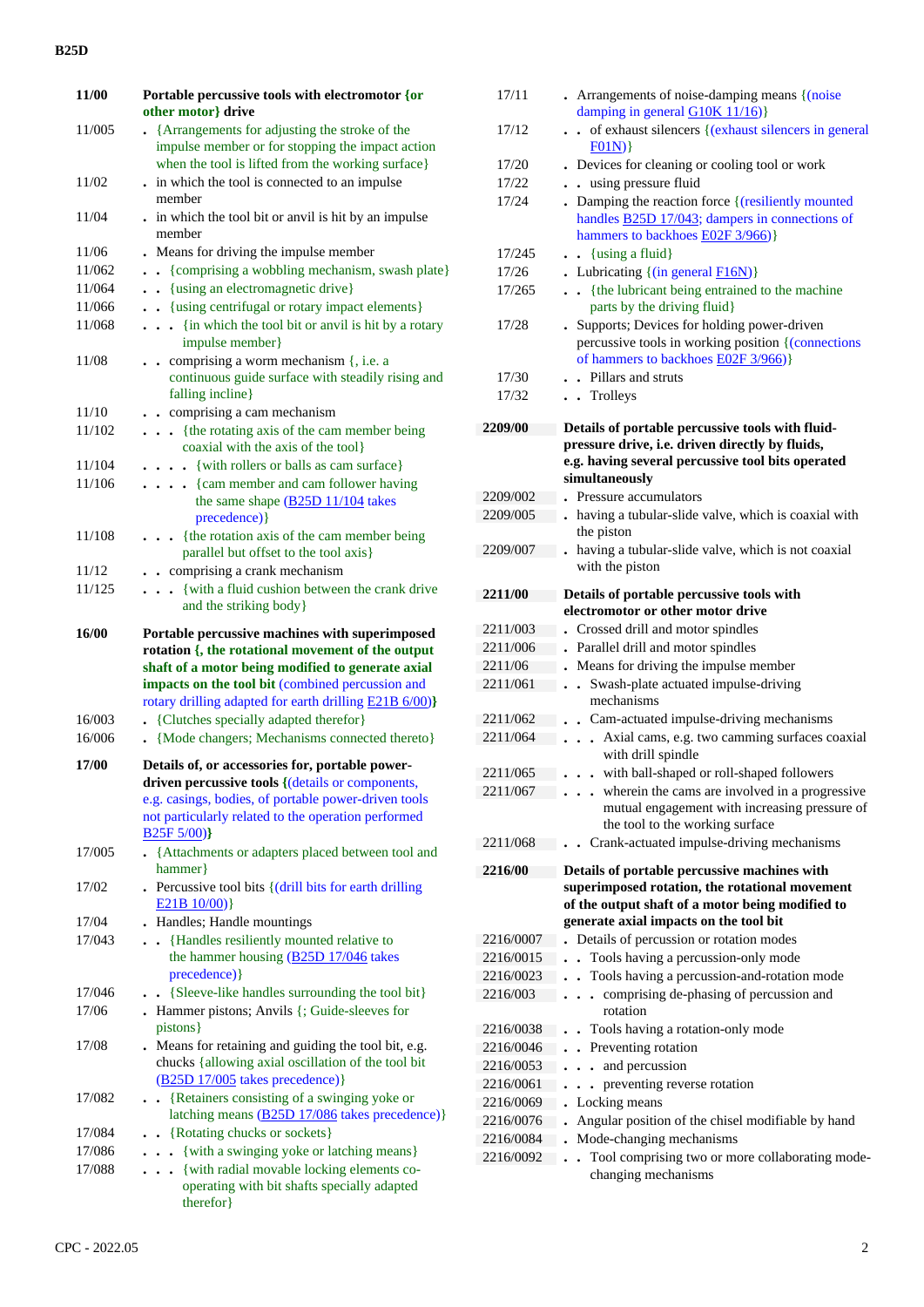| | |
|---|---|
| **11/00** | **Portable percussive tools with electromotor {or other motor} drive** |
| 11/005 | . {Arrangements for adjusting the stroke of the impulse member or for stopping the impact action when the tool is lifted from the working surface} |
| 11/02 | . in which the tool is connected to an impulse member |
| 11/04 | . in which the tool bit or anvil is hit by an impulse member |
| 11/06 | . Means for driving the impulse member |
| 11/062 | . . {comprising a wobbling mechanism, swash plate} |
| 11/064 | . . {using an electromagnetic drive} |
| 11/066 | . . {using centrifugal or rotary impact elements} |
| 11/068 | . . . {in which the tool bit or anvil is hit by a rotary impulse member} |
| 11/08 | . . comprising a worm mechanism {, i.e. a continuous guide surface with steadily rising and falling incline} |
| 11/10 | . . comprising a cam mechanism |
| 11/102 | . . . {the rotating axis of the cam member being coaxial with the axis of the tool} |
| 11/104 | . . . . {with rollers or balls as cam surface} |
| 11/106 | . . . . {cam member and cam follower having the same shape (B25D 11/104 takes precedence)} |
| 11/108 | . . . {the rotation axis of the cam member being parallel but offset to the tool axis} |
| 11/12 | . . comprising a crank mechanism |
| 11/125 | . . . {with a fluid cushion between the crank drive and the striking body} |
| **16/00** | **Portable percussive machines with superimposed rotation {, the rotational movement of the output shaft of a motor being modified to generate axial impacts on the tool bit (combined percussion and rotary drilling adapted for earth drilling E21B 6/00)}** |
| 16/003 | . {Clutches specially adapted therefor} |
| 16/006 | . {Mode changers; Mechanisms connected thereto} |
| **17/00** | **Details of, or accessories for, portable power-driven percussive tools {(details or components, e.g. casings, bodies, of portable power-driven tools not particularly related to the operation performed B25F 5/00)}** |
| 17/005 | . {Attachments or adapters placed between tool and hammer} |
| 17/02 | . Percussive tool bits {(drill bits for earth drilling E21B 10/00)} |
| 17/04 | . Handles; Handle mountings |
| 17/043 | . . {Handles resiliently mounted relative to the hammer housing (B25D 17/046 takes precedence)} |
| 17/046 | . . {Sleeve-like handles surrounding the tool bit} |
| 17/06 | . Hammer pistons; Anvils {; Guide-sleeves for pistons} |
| 17/08 | . Means for retaining and guiding the tool bit, e.g. chucks {allowing axial oscillation of the tool bit (B25D 17/005 takes precedence)} |
| 17/082 | . . {Retainers consisting of a swinging yoke or latching means (B25D 17/086 takes precedence)} |
| 17/084 | . . {Rotating chucks or sockets} |
| 17/086 | . . . {with a swinging yoke or latching means} |
| 17/088 | . . . {with radial movable locking elements co-operating with bit shafts specially adapted therefor} |
| 17/11 | . Arrangements of noise-damping means {(noise damping in general G10K 11/16)} |
| 17/12 | . . of exhaust silencers {(exhaust silencers in general F01N)} |
| 17/20 | . Devices for cleaning or cooling tool or work |
| 17/22 | . . using pressure fluid |
| 17/24 | . Damping the reaction force {(resiliently mounted handles B25D 17/043; dampers in connections of hammers to backhoes E02F 3/966)} |
| 17/245 | . . {using a fluid} |
| 17/26 | . Lubricating {(in general F16N)} |
| 17/265 | . . {the lubricant being entrained to the machine parts by the driving fluid} |
| 17/28 | . Supports; Devices for holding power-driven percussive tools in working position {(connections of hammers to backhoes E02F 3/966)} |
| 17/30 | . . Pillars and struts |
| 17/32 | . . Trolleys |
| **2209/00** | **Details of portable percussive tools with fluid-pressure drive, i.e. driven directly by fluids, e.g. having several percussive tool bits operated simultaneously** |
| 2209/002 | . Pressure accumulators |
| 2209/005 | . having a tubular-slide valve, which is coaxial with the piston |
| 2209/007 | . having a tubular-slide valve, which is not coaxial with the piston |
| **2211/00** | **Details of portable percussive tools with electromotor or other motor drive** |
| 2211/003 | . Crossed drill and motor spindles |
| 2211/006 | . Parallel drill and motor spindles |
| 2211/06 | . Means for driving the impulse member |
| 2211/061 | . . Swash-plate actuated impulse-driving mechanisms |
| 2211/062 | . . Cam-actuated impulse-driving mechanisms |
| 2211/064 | . . . Axial cams, e.g. two camming surfaces coaxial with drill spindle |
| 2211/065 | . . . with ball-shaped or roll-shaped followers |
| 2211/067 | . . . wherein the cams are involved in a progressive mutual engagement with increasing pressure of the tool to the working surface |
| 2211/068 | . . Crank-actuated impulse-driving mechanisms |
| **2216/00** | **Details of portable percussive machines with superimposed rotation, the rotational movement of the output shaft of a motor being modified to generate axial impacts on the tool bit** |
| 2216/0007 | . Details of percussion or rotation modes |
| 2216/0015 | . . Tools having a percussion-only mode |
| 2216/0023 | . . Tools having a percussion-and-rotation mode |
| 2216/003 | . . . comprising de-phasing of percussion and rotation |
| 2216/0038 | . . Tools having a rotation-only mode |
| 2216/0046 | . . Preventing rotation |
| 2216/0053 | . . . and percussion |
| 2216/0061 | . . . preventing reverse rotation |
| 2216/0069 | . Locking means |
| 2216/0076 | . Angular position of the chisel modifiable by hand |
| 2216/0084 | . Mode-changing mechanisms |
| 2216/0092 | . . Tool comprising two or more collaborating mode-changing mechanisms |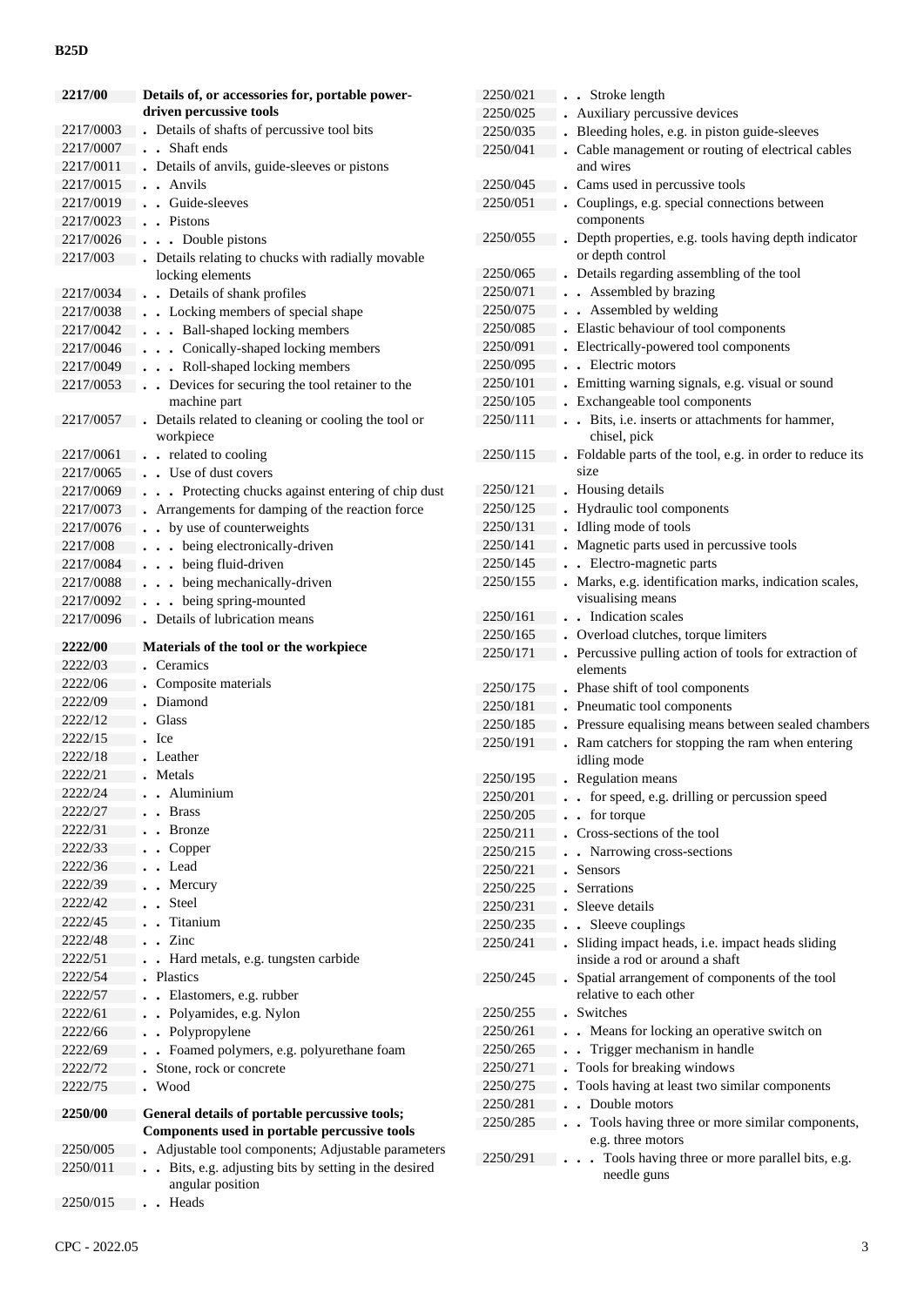| | |
|---|---|
| **2217/00** | **Details of, or accessories for, portable power-driven percussive tools** |
| 2217/0003 | . Details of shafts of percussive tool bits |
| 2217/0007 | . . Shaft ends |
| 2217/0011 | . Details of anvils, guide-sleeves or pistons |
| 2217/0015 | . . Anvils |
| 2217/0019 | . . Guide-sleeves |
| 2217/0023 | . . Pistons |
| 2217/0026 | . . . Double pistons |
| 2217/003 | . Details relating to chucks with radially movable locking elements |
| 2217/0034 | . . Details of shank profiles |
| 2217/0038 | . . Locking members of special shape |
| 2217/0042 | . . . Ball-shaped locking members |
| 2217/0046 | . . . Conically-shaped locking members |
| 2217/0049 | . . . Roll-shaped locking members |
| 2217/0053 | . . Devices for securing the tool retainer to the machine part |
| 2217/0057 | . Details related to cleaning or cooling the tool or workpiece |
| 2217/0061 | . . related to cooling |
| 2217/0065 | . . Use of dust covers |
| 2217/0069 | . . . Protecting chucks against entering of chip dust |
| 2217/0073 | . Arrangements for damping of the reaction force |
| 2217/0076 | . . by use of counterweights |
| 2217/008 | . . . being electronically-driven |
| 2217/0084 | . . . being fluid-driven |
| 2217/0088 | . . . being mechanically-driven |
| 2217/0092 | . . . being spring-mounted |
| 2217/0096 | . Details of lubrication means |
| **2222/00** | **Materials of the tool or the workpiece** |
| 2222/03 | . Ceramics |
| 2222/06 | . Composite materials |
| 2222/09 | . Diamond |
| 2222/12 | . Glass |
| 2222/15 | . Ice |
| 2222/18 | . Leather |
| 2222/21 | . Metals |
| 2222/24 | . . Aluminium |
| 2222/27 | . . Brass |
| 2222/31 | . . Bronze |
| 2222/33 | . . Copper |
| 2222/36 | . . Lead |
| 2222/39 | . . Mercury |
| 2222/42 | . . Steel |
| 2222/45 | . . Titanium |
| 2222/48 | . . Zinc |
| 2222/51 | . . Hard metals, e.g. tungsten carbide |
| 2222/54 | . Plastics |
| 2222/57 | . . Elastomers, e.g. rubber |
| 2222/61 | . . Polyamides, e.g. Nylon |
| 2222/66 | . . Polypropylene |
| 2222/69 | . . Foamed polymers, e.g. polyurethane foam |
| 2222/72 | . Stone, rock or concrete |
| 2222/75 | . Wood |
| **2250/00** | **General details of portable percussive tools; Components used in portable percussive tools** |
| 2250/005 | . Adjustable tool components; Adjustable parameters |
| 2250/011 | . . Bits, e.g. adjusting bits by setting in the desired angular position |
| 2250/015 | . . Heads |
| 2250/021 | . . Stroke length |
| 2250/025 | . Auxiliary percussive devices |
| 2250/035 | . Bleeding holes, e.g. in piston guide-sleeves |
| 2250/041 | . Cable management or routing of electrical cables and wires |
| 2250/045 | . Cams used in percussive tools |
| 2250/051 | . Couplings, e.g. special connections between components |
| 2250/055 | . Depth properties, e.g. tools having depth indicator or depth control |
| 2250/065 | . Details regarding assembling of the tool |
| 2250/071 | . . Assembled by brazing |
| 2250/075 | . . Assembled by welding |
| 2250/085 | . Elastic behaviour of tool components |
| 2250/091 | . Electrically-powered tool components |
| 2250/095 | . . Electric motors |
| 2250/101 | . Emitting warning signals, e.g. visual or sound |
| 2250/105 | . Exchangeable tool components |
| 2250/111 | . . Bits, i.e. inserts or attachments for hammer, chisel, pick |
| 2250/115 | . Foldable parts of the tool, e.g. in order to reduce its size |
| 2250/121 | . Housing details |
| 2250/125 | . Hydraulic tool components |
| 2250/131 | . Idling mode of tools |
| 2250/141 | . Magnetic parts used in percussive tools |
| 2250/145 | . . Electro-magnetic parts |
| 2250/155 | . Marks, e.g. identification marks, indication scales, visualising means |
| 2250/161 | . . Indication scales |
| 2250/165 | . Overload clutches, torque limiters |
| 2250/171 | . Percussive pulling action of tools for extraction of elements |
| 2250/175 | . Phase shift of tool components |
| 2250/181 | . Pneumatic tool components |
| 2250/185 | . Pressure equalising means between sealed chambers |
| 2250/191 | . Ram catchers for stopping the ram when entering idling mode |
| 2250/195 | . Regulation means |
| 2250/201 | . . for speed, e.g. drilling or percussion speed |
| 2250/205 | . . for torque |
| 2250/211 | . Cross-sections of the tool |
| 2250/215 | . . Narrowing cross-sections |
| 2250/221 | . Sensors |
| 2250/225 | . Serrations |
| 2250/231 | . Sleeve details |
| 2250/235 | . . Sleeve couplings |
| 2250/241 | . Sliding impact heads, i.e. impact heads sliding inside a rod or around a shaft |
| 2250/245 | . Spatial arrangement of components of the tool relative to each other |
| 2250/255 | . Switches |
| 2250/261 | . . Means for locking an operative switch on |
| 2250/265 | . . Trigger mechanism in handle |
| 2250/271 | . Tools for breaking windows |
| 2250/275 | . Tools having at least two similar components |
| 2250/281 | . . Double motors |
| 2250/285 | . . Tools having three or more similar components, e.g. three motors |
| 2250/291 | . . . Tools having three or more parallel bits, e.g. needle guns |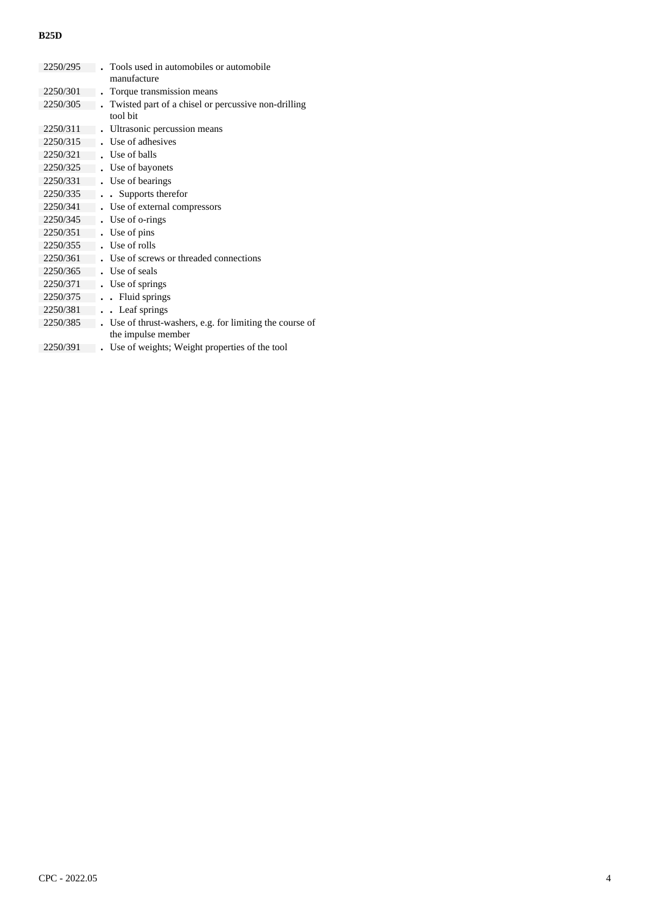| | |
|---|---|
| 2250/295 | . Tools used in automobiles or automobile manufacture |
| 2250/301 | . Torque transmission means |
| 2250/305 | . Twisted part of a chisel or percussive non-drilling tool bit |
| 2250/311 | . Ultrasonic percussion means |
| 2250/315 | . Use of adhesives |
| 2250/321 | . Use of balls |
| 2250/325 | . Use of bayonets |
| 2250/331 | . Use of bearings |
| 2250/335 | . . Supports therefor |
| 2250/341 | . Use of external compressors |
| 2250/345 | . Use of o-rings |
| 2250/351 | . Use of pins |
| 2250/355 | . Use of rolls |
| 2250/361 | . Use of screws or threaded connections |
| 2250/365 | . Use of seals |
| 2250/371 | . Use of springs |
| 2250/375 | . . Fluid springs |
| 2250/381 | . . Leaf springs |
| 2250/385 | . Use of thrust-washers, e.g. for limiting the course of the impulse member |
| 2250/391 | . Use of weights; Weight properties of the tool |